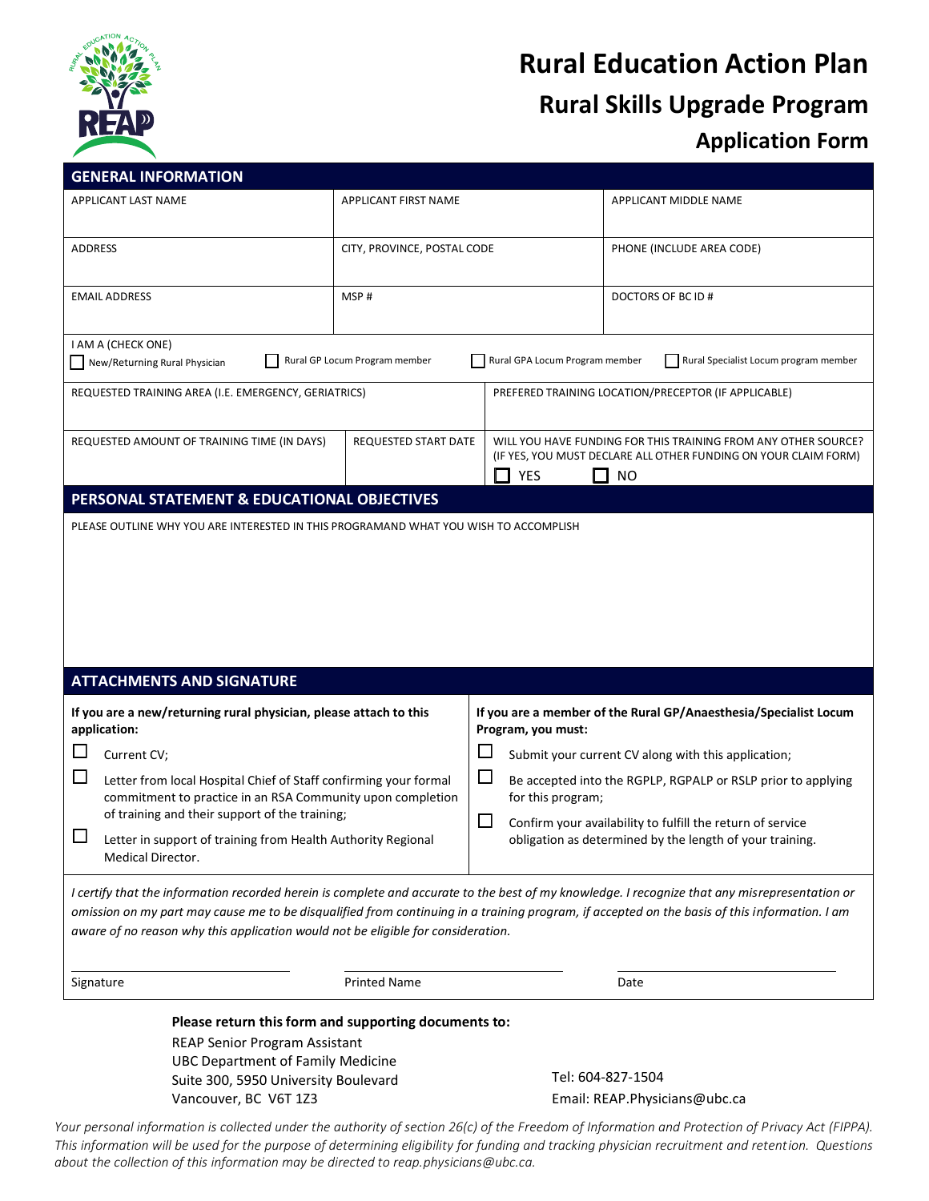# Rural Education Action Plan

## Rural Skills Upgrade Program

### Application Form

## GENERAL INFORMATION

| APPLICANT LAST NAME | APPLICANT FIRST NAME | APPLICANT MIDDLE NAME |
|---|---|---|
| ADDRESS | CITY, PROVINCE, POSTAL CODE | PHONE (INCLUDE AREA CODE) |
| EMAIL ADDRESS | MSP # | DOCTORS OF BC ID # |

I AM A (CHECK ONE)

☐ New/Returning Rural Physician ☐ Rural GP Locum Program member ☐ Rural GPA Locum Program member ☐ Rural Specialist Locum program member

| REQUESTED TRAINING AREA (I.E. EMERGENCY, GERIATRICS) | | PREFERED TRAINING LOCATION/PRECEPTOR (IF APPLICABLE) |
|---|---|---|
| REQUESTED AMOUNT OF TRAINING TIME (IN DAYS) | REQUESTED START DATE | WILL YOU HAVE FUNDING FOR THIS TRAINING FROM ANY OTHER SOURCE? (IF YES, YOU MUST DECLARE ALL OTHER FUNDING ON YOUR CLAIM FORM) ☐ YES ☐ NO |

## PERSONAL STATEMENT & EDUCATIONAL OBJECTIVES

PLEASE OUTLINE WHY YOU ARE INTERESTED IN THIS PROGRAMAND WHAT YOU WISH TO ACCOMPLISH

## ATTACHMENTS AND SIGNATURE

**If you are a new/returning rural physician, please attach to this application:**

- ☐ Current CV;
- ☐ Letter from local Hospital Chief of Staff confirming your formal commitment to practice in an RSA Community upon completion of training and their support of the training;
- ☐ Letter in support of training from Health Authority Regional Medical Director.

**If you are a member of the Rural GP/Anaesthesia/Specialist Locum Program, you must:**

- ☐ Submit your current CV along with this application;
- ☐ Be accepted into the RGPLP, RGPALP or RSLP prior to applying for this program;
- ☐ Confirm your availability to fulfill the return of service obligation as determined by the length of your training.

*I certify that the information recorded herein is complete and accurate to the best of my knowledge. I recognize that any misrepresentation or omission on my part may cause me to be disqualified from continuing in a training program, if accepted on the basis of this information. I am aware of no reason why this application would not be eligible for consideration.*

| Signature | Printed Name | Date |
|---|---|---|

**Please return this form and supporting documents to:**

REAP Senior Program Assistant
UBC Department of Family Medicine
Suite 300, 5950 University Boulevard
Vancouver, BC V6T 1Z3

Tel: 604-827-1504
Email: REAP.Physicians@ubc.ca

*Your personal information is collected under the authority of section 26(c) of the Freedom of Information and Protection of Privacy Act (FIPPA). This information will be used for the purpose of determining eligibility for funding and tracking physician recruitment and retention. Questions about the collection of this information may be directed to reap.physicians@ubc.ca.*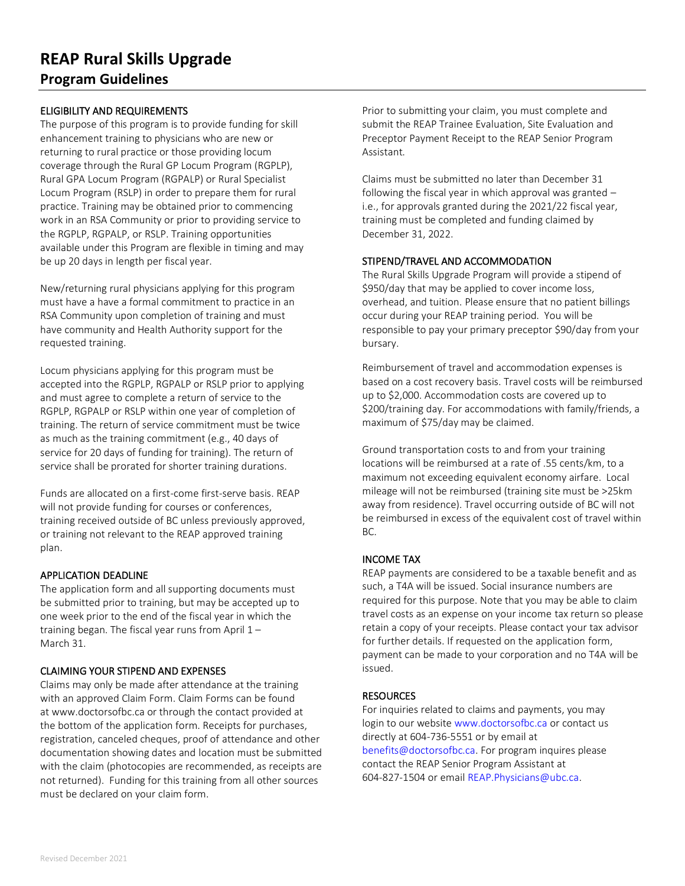# REAP Rural Skills Upgrade

## Program Guidelines

### ELIGIBILITY AND REQUIREMENTS

The purpose of this program is to provide funding for skill enhancement training to physicians who are new or returning to rural practice or those providing locum coverage through the Rural GP Locum Program (RGPLP), Rural GPA Locum Program (RGPALP) or Rural Specialist Locum Program (RSLP) in order to prepare them for rural practice. Training may be obtained prior to commencing work in an RSA Community or prior to providing service to the RGPLP, RGPALP, or RSLP. Training opportunities available under this Program are flexible in timing and may be up 20 days in length per fiscal year.

New/returning rural physicians applying for this program must have a have a formal commitment to practice in an RSA Community upon completion of training and must have community and Health Authority support for the requested training.

Locum physicians applying for this program must be accepted into the RGPLP, RGPALP or RSLP prior to applying and must agree to complete a return of service to the RGPLP, RGPALP or RSLP within one year of completion of training. The return of service commitment must be twice as much as the training commitment (e.g., 40 days of service for 20 days of funding for training). The return of service shall be prorated for shorter training durations.

Funds are allocated on a first-come first-serve basis. REAP will not provide funding for courses or conferences, training received outside of BC unless previously approved, or training not relevant to the REAP approved training plan.

### APPLICATION DEADLINE

The application form and all supporting documents must be submitted prior to training, but may be accepted up to one week prior to the end of the fiscal year in which the training began. The fiscal year runs from April 1 – March 31.

### CLAIMING YOUR STIPEND AND EXPENSES

Claims may only be made after attendance at the training with an approved Claim Form. Claim Forms can be found at www.doctorsofbc.ca or through the contact provided at the bottom of the application form. Receipts for purchases, registration, canceled cheques, proof of attendance and other documentation showing dates and location must be submitted with the claim (photocopies are recommended, as receipts are not returned). Funding for this training from all other sources must be declared on your claim form.

Prior to submitting your claim, you must complete and submit the REAP Trainee Evaluation, Site Evaluation and Preceptor Payment Receipt to the REAP Senior Program Assistant.

Claims must be submitted no later than December 31 following the fiscal year in which approval was granted – i.e., for approvals granted during the 2021/22 fiscal year, training must be completed and funding claimed by December 31, 2022.

### STIPEND/TRAVEL AND ACCOMMODATION

The Rural Skills Upgrade Program will provide a stipend of $950/day that may be applied to cover income loss, overhead, and tuition. Please ensure that no patient billings occur during your REAP training period. You will be responsible to pay your primary preceptor $90/day from your bursary.

Reimbursement of travel and accommodation expenses is based on a cost recovery basis. Travel costs will be reimbursed up to $2,000. Accommodation costs are covered up to $200/training day. For accommodations with family/friends, a maximum of $75/day may be claimed.

Ground transportation costs to and from your training locations will be reimbursed at a rate of .55 cents/km, to a maximum not exceeding equivalent economy airfare. Local mileage will not be reimbursed (training site must be >25km away from residence). Travel occurring outside of BC will not be reimbursed in excess of the equivalent cost of travel within BC.

### INCOME TAX

REAP payments are considered to be a taxable benefit and as such, a T4A will be issued. Social insurance numbers are required for this purpose. Note that you may be able to claim travel costs as an expense on your income tax return so please retain a copy of your receipts. Please contact your tax advisor for further details. If requested on the application form, payment can be made to your corporation and no T4A will be issued.

### RESOURCES

For inquiries related to claims and payments, you may login to our website www.doctorsofbc.ca or contact us directly at 604-736-5551 or by email at benefits@doctorsofbc.ca. For program inquires please contact the REAP Senior Program Assistant at 604-827-1504 or email REAP.Physicians@ubc.ca.

Revised December 2021